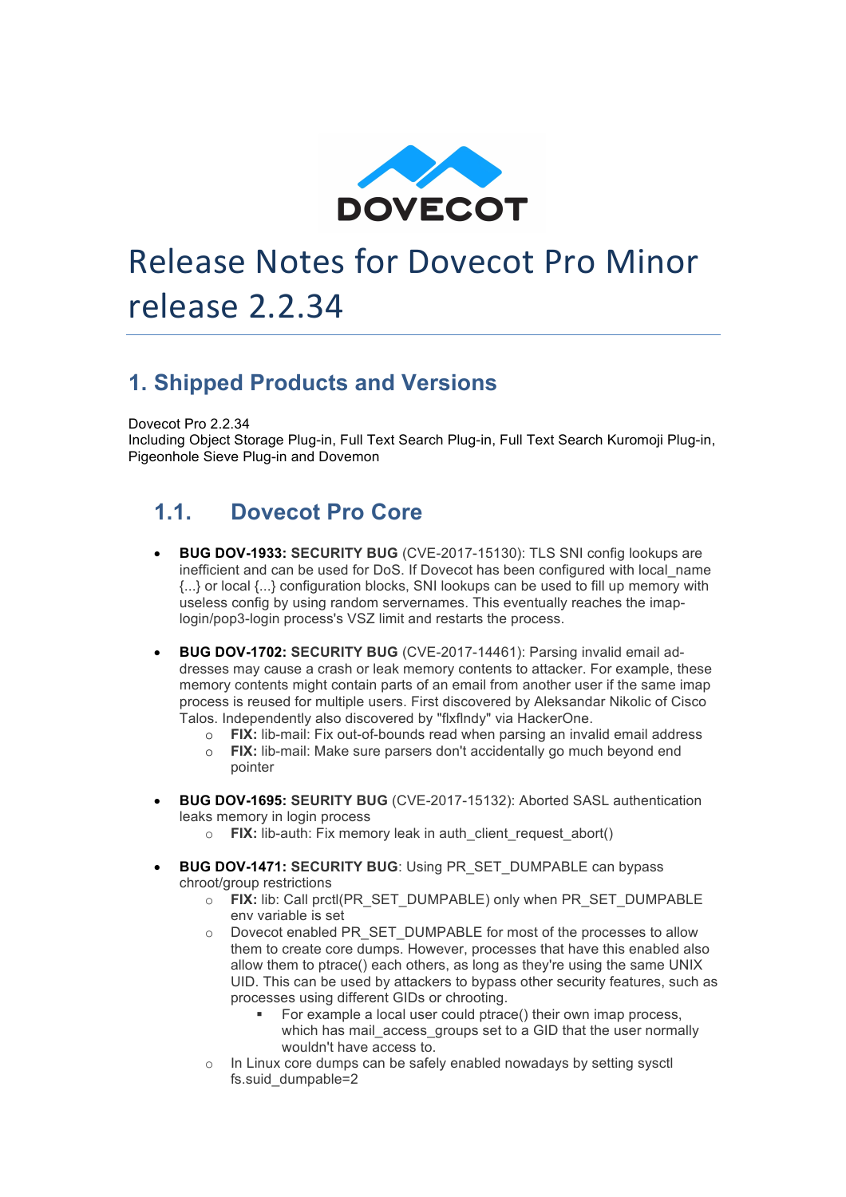# Release Notes for Dovecot Pro Minor release 2.2.34

## 1. Shipped Products and Versions

Dovecot Pro 2.2.34
Including Object Storage Plug-in, Full Text Search Plug-in, Full Text Search Kuromoji Plug-in, Pigeonhole Sieve Plug-in and Dovemon

### 1.1. Dovecot Pro Core

- **BUG DOV-1933: SECURITY BUG** (CVE-2017-15130): TLS SNI config lookups are inefficient and can be used for DoS. If Dovecot has been configured with local_name {...} or local {...} configuration blocks, SNI lookups can be used to fill up memory with useless config by using random servernames. This eventually reaches the imap-login/pop3-login process's VSZ limit and restarts the process.

- **BUG DOV-1702: SECURITY BUG** (CVE-2017-14461): Parsing invalid email addresses may cause a crash or leak memory contents to attacker. For example, these memory contents might contain parts of an email from another user if the same imap process is reused for multiple users. First discovered by Aleksandar Nikolic of Cisco Talos. Independently also discovered by "flxflndy" via HackerOne.
  - **FIX:** lib-mail: Fix out-of-bounds read when parsing an invalid email address
  - **FIX:** lib-mail: Make sure parsers don't accidentally go much beyond end pointer

- **BUG DOV-1695: SEURITY BUG** (CVE-2017-15132): Aborted SASL authentication leaks memory in login process
  - **FIX:** lib-auth: Fix memory leak in auth_client_request_abort()

- **BUG DOV-1471: SECURITY BUG**: Using PR_SET_DUMPABLE can bypass chroot/group restrictions
  - **FIX:** lib: Call prctl(PR_SET_DUMPABLE) only when PR_SET_DUMPABLE env variable is set
  - Dovecot enabled PR_SET_DUMPABLE for most of the processes to allow them to create core dumps. However, processes that have this enabled also allow them to ptrace() each others, as long as they're using the same UNIX UID. This can be used by attackers to bypass other security features, such as processes using different GIDs or chrooting.
    - For example a local user could ptrace() their own imap process, which has mail_access_groups set to a GID that the user normally wouldn't have access to.
  - In Linux core dumps can be safely enabled nowadays by setting sysctl fs.suid_dumpable=2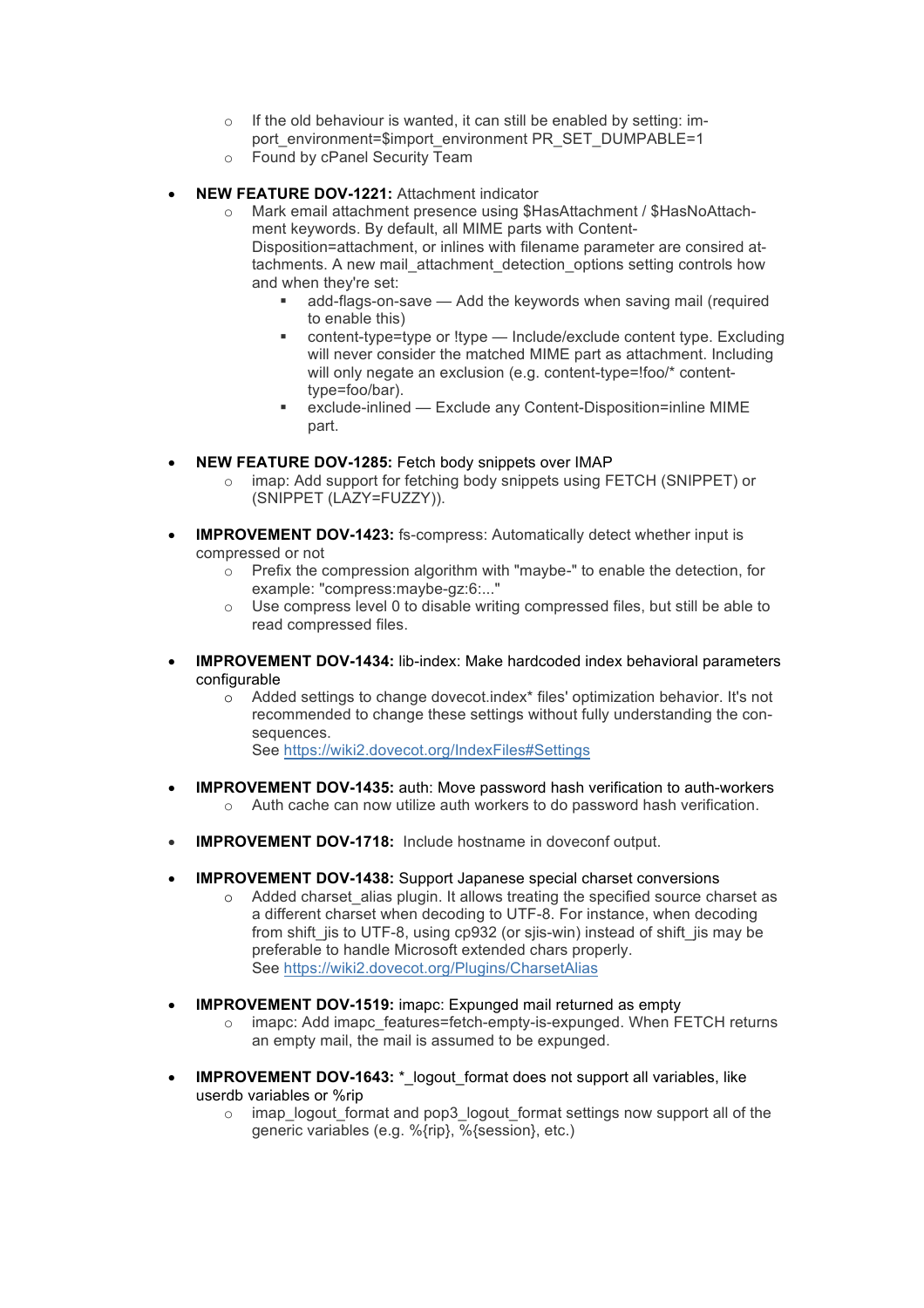- If the old behaviour is wanted, it can still be enabled by setting: import_environment=$import_environment PR_SET_DUMPABLE=1
  - Found by cPanel Security Team

- **NEW FEATURE DOV-1221:** Attachment indicator
  - Mark email attachment presence using $HasAttachment / $HasNoAttachment keywords. By default, all MIME parts with Content-Disposition=attachment, or inlines with filename parameter are consired attachments. A new mail_attachment_detection_options setting controls how and when they're set:
    - add-flags-on-save — Add the keywords when saving mail (required to enable this)
    - content-type=type or !type — Include/exclude content type. Excluding will never consider the matched MIME part as attachment. Including will only negate an exclusion (e.g. content-type=!foo/* content-type=foo/bar).
    - exclude-inlined — Exclude any Content-Disposition=inline MIME part.

- **NEW FEATURE DOV-1285:** Fetch body snippets over IMAP
  - imap: Add support for fetching body snippets using FETCH (SNIPPET) or (SNIPPET (LAZY=FUZZY)).

- **IMPROVEMENT DOV-1423:** fs-compress: Automatically detect whether input is compressed or not
  - Prefix the compression algorithm with "maybe-" to enable the detection, for example: "compress:maybe-gz:6:..."
  - Use compress level 0 to disable writing compressed files, but still be able to read compressed files.

- **IMPROVEMENT DOV-1434:** lib-index: Make hardcoded index behavioral parameters configurable
  - Added settings to change dovecot.index* files' optimization behavior. It's not recommended to change these settings without fully understanding the consequences.
    See [https://wiki2.dovecot.org/IndexFiles#Settings](https://wiki2.dovecot.org/IndexFiles#Settings)

- **IMPROVEMENT DOV-1435:** auth: Move password hash verification to auth-workers
  - Auth cache can now utilize auth workers to do password hash verification.

- **IMPROVEMENT DOV-1718:** Include hostname in doveconf output.

- **IMPROVEMENT DOV-1438:** Support Japanese special charset conversions
  - Added charset_alias plugin. It allows treating the specified source charset as a different charset when decoding to UTF-8. For instance, when decoding from shift_jis to UTF-8, using cp932 (or sjis-win) instead of shift_jis may be preferable to handle Microsoft extended chars properly.
    See [https://wiki2.dovecot.org/Plugins/CharsetAlias](https://wiki2.dovecot.org/Plugins/CharsetAlias)

- **IMPROVEMENT DOV-1519:** imapc: Expunged mail returned as empty
  - imapc: Add imapc_features=fetch-empty-is-expunged. When FETCH returns an empty mail, the mail is assumed to be expunged.

- **IMPROVEMENT DOV-1643:** *_logout_format does not support all variables, like userdb variables or %rip
  - imap_logout_format and pop3_logout_format settings now support all of the generic variables (e.g. %{rip}, %{session}, etc.)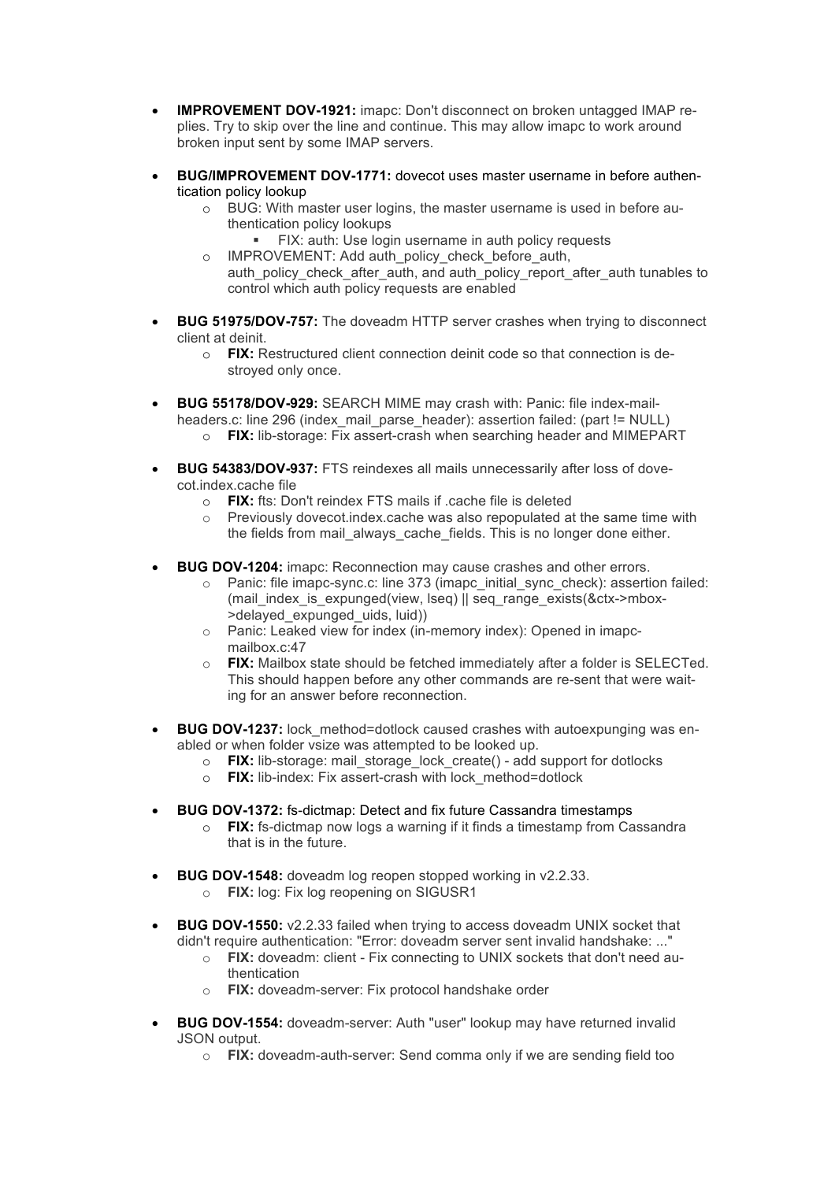- **IMPROVEMENT DOV-1921:** imapc: Don't disconnect on broken untagged IMAP replies. Try to skip over the line and continue. This may allow imapc to work around broken input sent by some IMAP servers.

- **BUG/IMPROVEMENT DOV-1771:** dovecot uses master username in before authentication policy lookup
    - BUG: With master user logins, the master username is used in before authentication policy lookups
        - FIX: auth: Use login username in auth policy requests
    - IMPROVEMENT: Add auth_policy_check_before_auth, auth_policy_check_after_auth, and auth_policy_report_after_auth tunables to control which auth policy requests are enabled

- **BUG 51975/DOV-757:** The doveadm HTTP server crashes when trying to disconnect client at deinit.
    - **FIX:** Restructured client connection deinit code so that connection is destroyed only once.

- **BUG 55178/DOV-929:** SEARCH MIME may crash with: Panic: file index-mail-headers.c: line 296 (index_mail_parse_header): assertion failed: (part != NULL)
    - **FIX:** lib-storage: Fix assert-crash when searching header and MIMEPART

- **BUG 54383/DOV-937:** FTS reindexes all mails unnecessarily after loss of dovecot.index.cache file
    - **FIX:** fts: Don't reindex FTS mails if .cache file is deleted
    - Previously dovecot.index.cache was also repopulated at the same time with the fields from mail_always_cache_fields. This is no longer done either.

- **BUG DOV-1204:** imapc: Reconnection may cause crashes and other errors.
    - Panic: file imapc-sync.c: line 373 (imapc_initial_sync_check): assertion failed: (mail_index_is_expunged(view, lseq) || seq_range_exists(&ctx->mbox->delayed_expunged_uids, luid))
    - Panic: Leaked view for index (in-memory index): Opened in imapc-mailbox.c:47
    - **FIX:** Mailbox state should be fetched immediately after a folder is SELECTed. This should happen before any other commands are re-sent that were waiting for an answer before reconnection.

- **BUG DOV-1237:** lock_method=dotlock caused crashes with autoexpunging was enabled or when folder vsize was attempted to be looked up.
    - **FIX:** lib-storage: mail_storage_lock_create() - add support for dotlocks
    - **FIX:** lib-index: Fix assert-crash with lock_method=dotlock

- **BUG DOV-1372:** fs-dictmap: Detect and fix future Cassandra timestamps
    - **FIX:** fs-dictmap now logs a warning if it finds a timestamp from Cassandra that is in the future.

- **BUG DOV-1548:** doveadm log reopen stopped working in v2.2.33.
    - **FIX:** log: Fix log reopening on SIGUSR1

- **BUG DOV-1550:** v2.2.33 failed when trying to access doveadm UNIX socket that didn't require authentication: "Error: doveadm server sent invalid handshake: ..."
    - **FIX:** doveadm: client - Fix connecting to UNIX sockets that don't need authentication
    - **FIX:** doveadm-server: Fix protocol handshake order

- **BUG DOV-1554:** doveadm-server: Auth "user" lookup may have returned invalid JSON output.
    - **FIX:** doveadm-auth-server: Send comma only if we are sending field too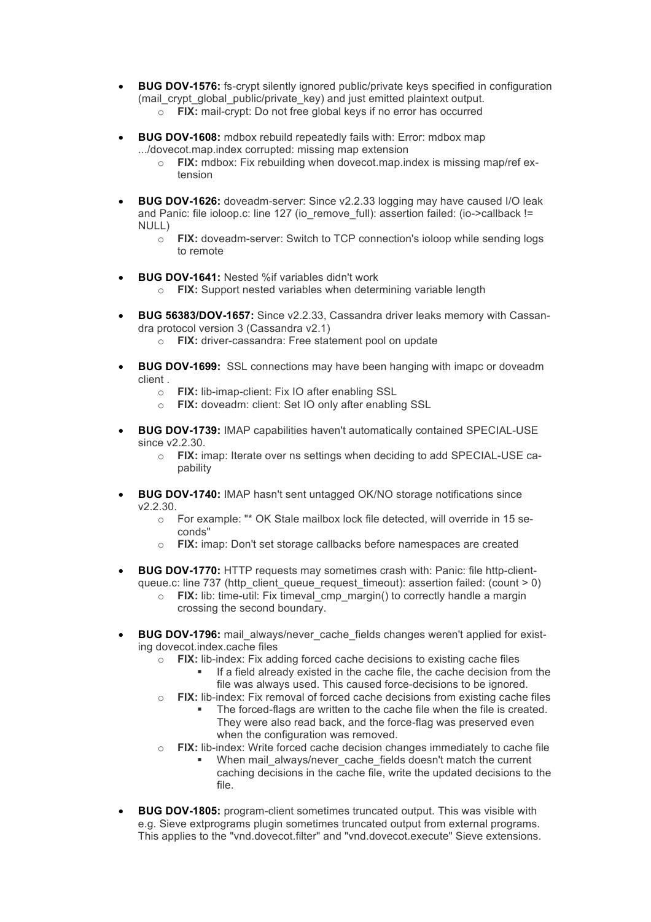- **BUG DOV-1576:** fs-crypt silently ignored public/private keys specified in configuration (mail_crypt_global_public/private_key) and just emitted plaintext output.
    - **FIX:** mail-crypt: Do not free global keys if no error has occurred

- **BUG DOV-1608:** mdbox rebuild repeatedly fails with: Error: mdbox map .../dovecot.map.index corrupted: missing map extension
    - **FIX:** mdbox: Fix rebuilding when dovecot.map.index is missing map/ref extension

- **BUG DOV-1626:** doveadm-server: Since v2.2.33 logging may have caused I/O leak and Panic: file ioloop.c: line 127 (io_remove_full): assertion failed: (io->callback != NULL)
    - **FIX:** doveadm-server: Switch to TCP connection's ioloop while sending logs to remote

- **BUG DOV-1641:** Nested %if variables didn't work
    - **FIX:** Support nested variables when determining variable length

- **BUG 56383/DOV-1657:** Since v2.2.33, Cassandra driver leaks memory with Cassandra protocol version 3 (Cassandra v2.1)
    - **FIX:** driver-cassandra: Free statement pool on update

- **BUG DOV-1699:** SSL connections may have been hanging with imapc or doveadm client .
    - **FIX:** lib-imap-client: Fix IO after enabling SSL
    - **FIX:** doveadm: client: Set IO only after enabling SSL

- **BUG DOV-1739:** IMAP capabilities haven't automatically contained SPECIAL-USE since v2.2.30.
    - **FIX:** imap: Iterate over ns settings when deciding to add SPECIAL-USE capability

- **BUG DOV-1740:** IMAP hasn't sent untagged OK/NO storage notifications since v2.2.30.
    - For example: "* OK Stale mailbox lock file detected, will override in 15 seconds"
    - **FIX:** imap: Don't set storage callbacks before namespaces are created

- **BUG DOV-1770:** HTTP requests may sometimes crash with: Panic: file http-client-queue.c: line 737 (http_client_queue_request_timeout): assertion failed: (count > 0)
    - **FIX:** lib: time-util: Fix timeval_cmp_margin() to correctly handle a margin crossing the second boundary.

- **BUG DOV-1796:** mail_always/never_cache_fields changes weren't applied for existing dovecot.index.cache files
    - **FIX:** lib-index: Fix adding forced cache decisions to existing cache files
        - If a field already existed in the cache file, the cache decision from the file was always used. This caused force-decisions to be ignored.
    - **FIX:** lib-index: Fix removal of forced cache decisions from existing cache files
        - The forced-flags are written to the cache file when the file is created. They were also read back, and the force-flag was preserved even when the configuration was removed.
    - **FIX:** lib-index: Write forced cache decision changes immediately to cache file
        - When mail_always/never_cache_fields doesn't match the current caching decisions in the cache file, write the updated decisions to the file.

- **BUG DOV-1805:** program-client sometimes truncated output. This was visible with e.g. Sieve extprograms plugin sometimes truncated output from external programs. This applies to the "vnd.dovecot.filter" and "vnd.dovecot.execute" Sieve extensions.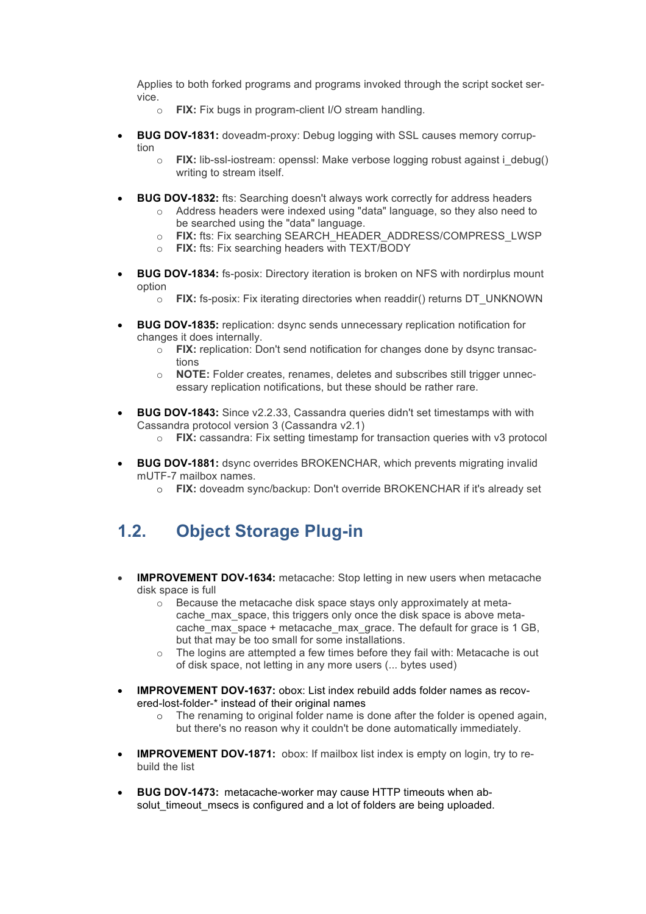Applies to both forked programs and programs invoked through the script socket service.

- **FIX:** Fix bugs in program-client I/O stream handling.

- **BUG DOV-1831:** doveadm-proxy: Debug logging with SSL causes memory corruption
  - **FIX:** lib-ssl-iostream: openssl: Make verbose logging robust against i_debug() writing to stream itself.

- **BUG DOV-1832:** fts: Searching doesn't always work correctly for address headers
  - Address headers were indexed using "data" language, so they also need to be searched using the "data" language.
  - **FIX:** fts: Fix searching SEARCH_HEADER_ADDRESS/COMPRESS_LWSP
  - **FIX:** fts: Fix searching headers with TEXT/BODY

- **BUG DOV-1834:** fs-posix: Directory iteration is broken on NFS with nordirplus mount option
  - **FIX:** fs-posix: Fix iterating directories when readdir() returns DT_UNKNOWN

- **BUG DOV-1835:** replication: dsync sends unnecessary replication notification for changes it does internally.
  - **FIX:** replication: Don't send notification for changes done by dsync transactions
  - **NOTE:** Folder creates, renames, deletes and subscribes still trigger unnecessary replication notifications, but these should be rather rare.

- **BUG DOV-1843:** Since v2.2.33, Cassandra queries didn't set timestamps with with Cassandra protocol version 3 (Cassandra v2.1)
  - **FIX:** cassandra: Fix setting timestamp for transaction queries with v3 protocol

- **BUG DOV-1881:** dsync overrides BROKENCHAR, which prevents migrating invalid mUTF-7 mailbox names.
  - **FIX:** doveadm sync/backup: Don't override BROKENCHAR if it's already set

## 1.2. Object Storage Plug-in

- **IMPROVEMENT DOV-1634:** metacache: Stop letting in new users when metacache disk space is full
  - Because the metacache disk space stays only approximately at metacache_max_space, this triggers only once the disk space is above metacache_max_space + metacache_max_grace. The default for grace is 1 GB, but that may be too small for some installations.
  - The logins are attempted a few times before they fail with: Metacache is out of disk space, not letting in any more users (... bytes used)

- **IMPROVEMENT DOV-1637:** obox: List index rebuild adds folder names as recovered-lost-folder-* instead of their original names
  - The renaming to original folder name is done after the folder is opened again, but there's no reason why it couldn't be done automatically immediately.

- **IMPROVEMENT DOV-1871:** obox: If mailbox list index is empty on login, try to rebuild the list

- **BUG DOV-1473:** metacache-worker may cause HTTP timeouts when absolut_timeout_msecs is configured and a lot of folders are being uploaded.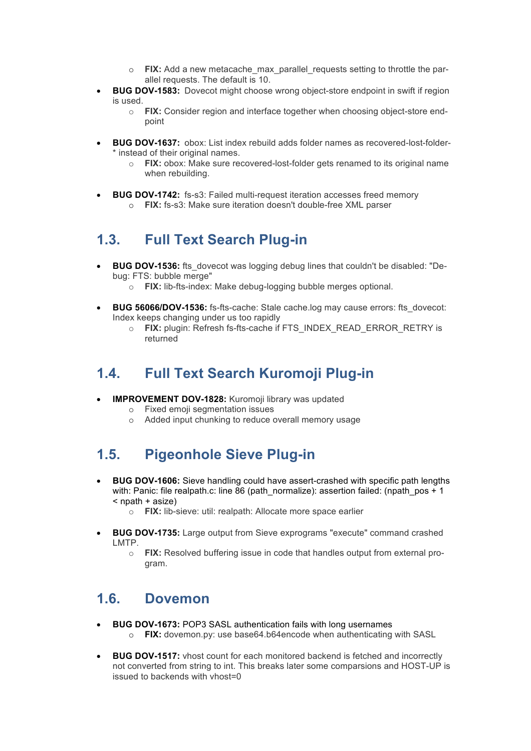- **FIX:** Add a new metacache_max_parallel_requests setting to throttle the parallel requests. The default is 10.
- **BUG DOV-1583:** Dovecot might choose wrong object-store endpoint in swift if region is used.
   - **FIX:** Consider region and interface together when choosing object-store endpoint

- **BUG DOV-1637:** obox: List index rebuild adds folder names as recovered-lost-folder-* instead of their original names.
   - **FIX:** obox: Make sure recovered-lost-folder gets renamed to its original name when rebuilding.

- **BUG DOV-1742:** fs-s3: Failed multi-request iteration accesses freed memory
   - **FIX:** fs-s3: Make sure iteration doesn't double-free XML parser

## 1.3. Full Text Search Plug-in

- **BUG DOV-1536:** fts_dovecot was logging debug lines that couldn't be disabled: "Debug: FTS: bubble merge"
   - **FIX:** lib-fts-index: Make debug-logging bubble merges optional.

- **BUG 56066/DOV-1536:** fs-fts-cache: Stale cache.log may cause errors: fts_dovecot: Index keeps changing under us too rapidly
   - **FIX:** plugin: Refresh fs-fts-cache if FTS_INDEX_READ_ERROR_RETRY is returned

## 1.4. Full Text Search Kuromoji Plug-in

- **IMPROVEMENT DOV-1828:** Kuromoji library was updated
   - Fixed emoji segmentation issues
   - Added input chunking to reduce overall memory usage

## 1.5. Pigeonhole Sieve Plug-in

- **BUG DOV-1606:** Sieve handling could have assert-crashed with specific path lengths with: Panic: file realpath.c: line 86 (path_normalize): assertion failed: (npath_pos + 1 < npath + asize)
   - **FIX:** lib-sieve: util: realpath: Allocate more space earlier

- **BUG DOV-1735:** Large output from Sieve exprograms "execute" command crashed LMTP.
   - **FIX:** Resolved buffering issue in code that handles output from external program.

## 1.6. Dovemon

- **BUG DOV-1673:** POP3 SASL authentication fails with long usernames
   - **FIX:** dovemon.py: use base64.b64encode when authenticating with SASL

- **BUG DOV-1517:** vhost count for each monitored backend is fetched and incorrectly not converted from string to int. This breaks later some comparsions and HOST-UP is issued to backends with vhost=0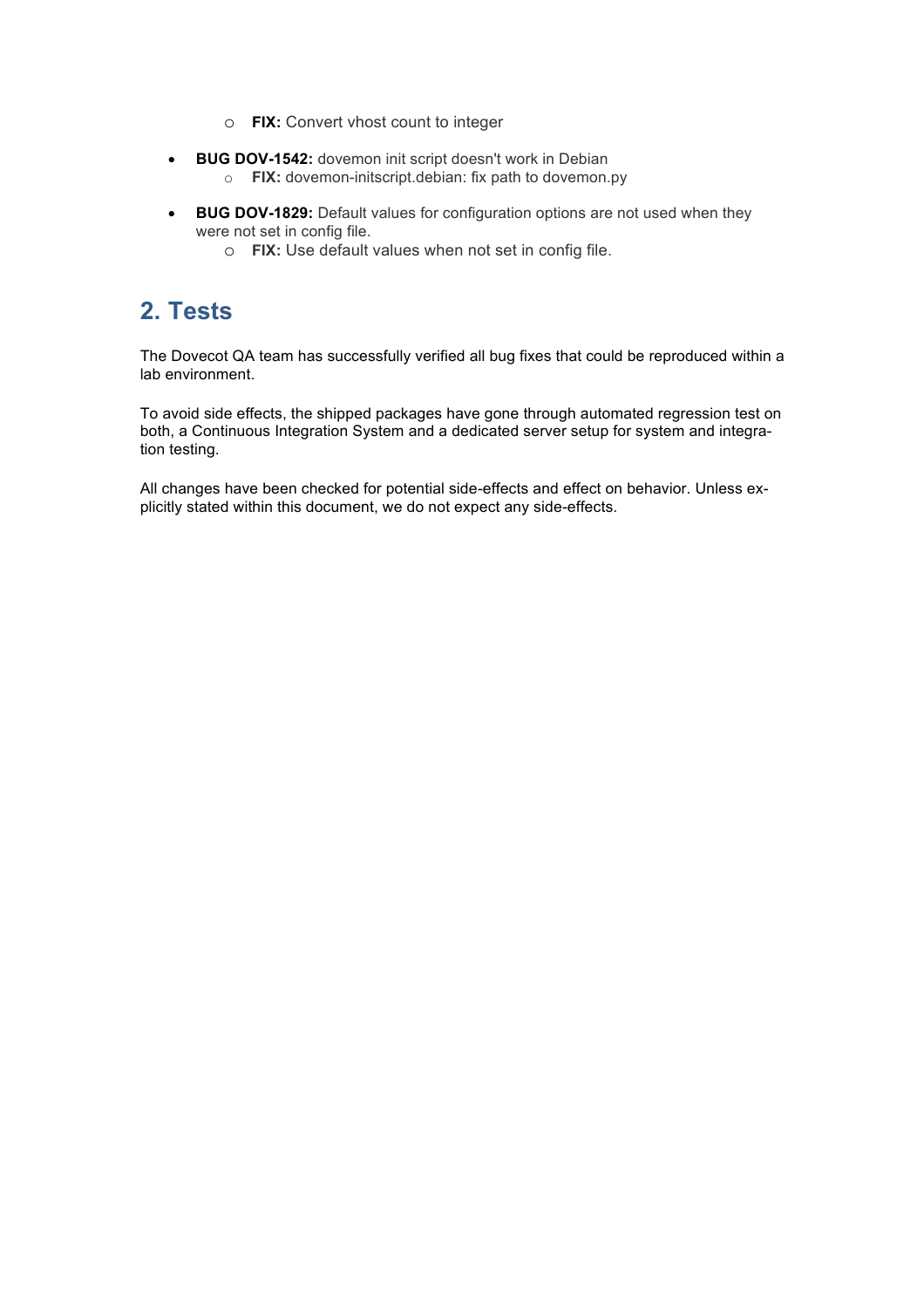- **FIX:** Convert vhost count to integer

- **BUG DOV-1542:** dovemon init script doesn't work in Debian
    - **FIX:** dovemon-initscript.debian: fix path to dovemon.py

- **BUG DOV-1829:** Default values for configuration options are not used when they were not set in config file.
    - **FIX:** Use default values when not set in config file.

## 2. Tests

The Dovecot QA team has successfully verified all bug fixes that could be reproduced within a lab environment.

To avoid side effects, the shipped packages have gone through automated regression test on both, a Continuous Integration System and a dedicated server setup for system and integration testing.

All changes have been checked for potential side-effects and effect on behavior. Unless explicitly stated within this document, we do not expect any side-effects.